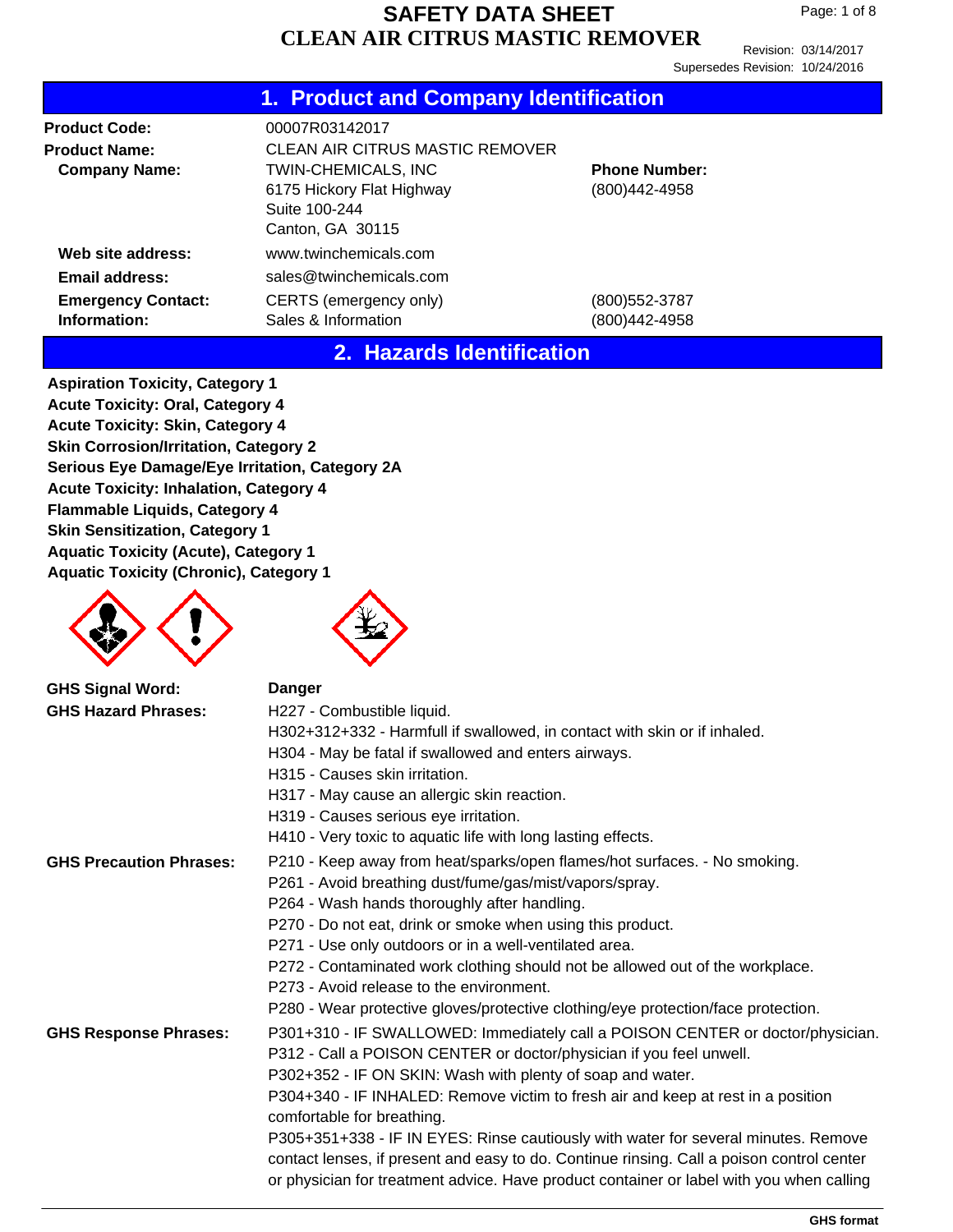# SAFETY DATA SHEET
# CLEAN AIR CITRUS MASTIC REMOVER

Revision: 03/14/2017
Supersedes Revision: 10/24/2016

## 1. Product and Company Identification

**Product Code:** 00007R03142017

**Product Name:** CLEAN AIR CITRUS MASTIC REMOVER

**Company Name:** TWIN-CHEMICALS, INC
6175 Hickory Flat Highway
Suite 100-244
Canton, GA 30115

**Phone Number:** (800)442-4958

**Web site address:** www.twinchemicals.com

**Email address:** sales@twinchemicals.com

**Emergency Contact:** CERTS (emergency only) (800)552-3787
**Information:** Sales & Information (800)442-4958

## 2. Hazards Identification

**Aspiration Toxicity, Category 1**
**Acute Toxicity: Oral, Category 4**
**Acute Toxicity: Skin, Category 4**
**Skin Corrosion/Irritation, Category 2**
**Serious Eye Damage/Eye Irritation, Category 2A**
**Acute Toxicity: Inhalation, Category 4**
**Flammable Liquids, Category 4**
**Skin Sensitization, Category 1**
**Aquatic Toxicity (Acute), Category 1**
**Aquatic Toxicity (Chronic), Category 1**

**GHS Signal Word:** **Danger**

**GHS Hazard Phrases:**
H227 - Combustible liquid.
H302+312+332 - Harmfull if swallowed, in contact with skin or if inhaled.
H304 - May be fatal if swallowed and enters airways.
H315 - Causes skin irritation.
H317 - May cause an allergic skin reaction.
H319 - Causes serious eye irritation.
H410 - Very toxic to aquatic life with long lasting effects.

**GHS Precaution Phrases:**
P210 - Keep away from heat/sparks/open flames/hot surfaces. - No smoking.
P261 - Avoid breathing dust/fume/gas/mist/vapors/spray.
P264 - Wash hands thoroughly after handling.
P270 - Do not eat, drink or smoke when using this product.
P271 - Use only outdoors or in a well-ventilated area.
P272 - Contaminated work clothing should not be allowed out of the workplace.
P273 - Avoid release to the environment.
P280 - Wear protective gloves/protective clothing/eye protection/face protection.

**GHS Response Phrases:**
P301+310 - IF SWALLOWED: Immediately call a POISON CENTER or doctor/physician.
P312 - Call a POISON CENTER or doctor/physician if you feel unwell.
P302+352 - IF ON SKIN: Wash with plenty of soap and water.
P304+340 - IF INHALED: Remove victim to fresh air and keep at rest in a position comfortable for breathing.
P305+351+338 - IF IN EYES: Rinse cautiously with water for several minutes. Remove contact lenses, if present and easy to do. Continue rinsing. Call a poison control center or physician for treatment advice. Have product container or label with you when calling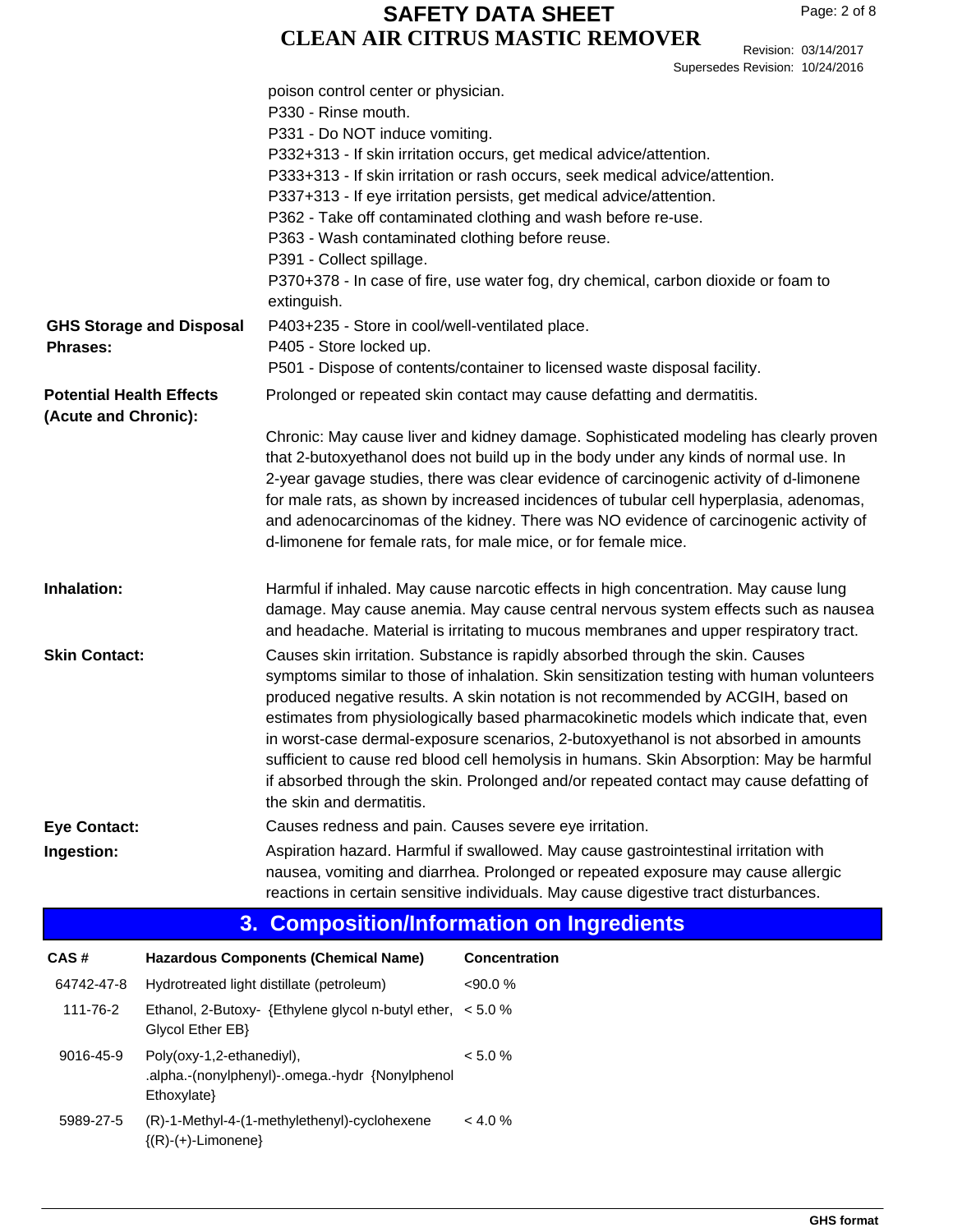poison control center or physician.
P330 - Rinse mouth.
P331 - Do NOT induce vomiting.
P332+313 - If skin irritation occurs, get medical advice/attention.
P333+313 - If skin irritation or rash occurs, seek medical advice/attention.
P337+313 - If eye irritation persists, get medical advice/attention.
P362 - Take off contaminated clothing and wash before re-use.
P363 - Wash contaminated clothing before reuse.
P391 - Collect spillage.
P370+378 - In case of fire, use water fog, dry chemical, carbon dioxide or foam to extinguish.

**GHS Storage and Disposal Phrases:**
P403+235 - Store in cool/well-ventilated place.
P405 - Store locked up.
P501 - Dispose of contents/container to licensed waste disposal facility.

**Potential Health Effects (Acute and Chronic):**
Prolonged or repeated skin contact may cause defatting and dermatitis.

Chronic: May cause liver and kidney damage. Sophisticated modeling has clearly proven that 2-butoxyethanol does not build up in the body under any kinds of normal use. In 2-year gavage studies, there was clear evidence of carcinogenic activity of d-limonene for male rats, as shown by increased incidences of tubular cell hyperplasia, adenomas, and adenocarcinomas of the kidney. There was NO evidence of carcinogenic activity of d-limonene for female rats, for male mice, or for female mice.

**Inhalation:**
Harmful if inhaled. May cause narcotic effects in high concentration. May cause lung damage. May cause anemia. May cause central nervous system effects such as nausea and headache. Material is irritating to mucous membranes and upper respiratory tract.

**Skin Contact:**
Causes skin irritation. Substance is rapidly absorbed through the skin. Causes symptoms similar to those of inhalation. Skin sensitization testing with human volunteers produced negative results. A skin notation is not recommended by ACGIH, based on estimates from physiologically based pharmacokinetic models which indicate that, even in worst-case dermal-exposure scenarios, 2-butoxyethanol is not absorbed in amounts sufficient to cause red blood cell hemolysis in humans. Skin Absorption: May be harmful if absorbed through the skin. Prolonged and/or repeated contact may cause defatting of the skin and dermatitis.

**Eye Contact:**
Causes redness and pain. Causes severe eye irritation.

**Ingestion:**
Aspiration hazard. Harmful if swallowed. May cause gastrointestinal irritation with nausea, vomiting and diarrhea. Prolonged or repeated exposure may cause allergic reactions in certain sensitive individuals. May cause digestive tract disturbances.

## 3. Composition/Information on Ingredients

| CAS # | Hazardous Components (Chemical Name) | Concentration |
|---|---|---|
| 64742-47-8 | Hydrotreated light distillate (petroleum) | <90.0 % |
| 111-76-2 | Ethanol, 2-Butoxy- {Ethylene glycol n-butyl ether, Glycol Ether EB} | < 5.0 % |
| 9016-45-9 | Poly(oxy-1,2-ethanediyl), .alpha.-(nonylphenyl)-.omega.-hydr {Nonylphenol Ethoxylate} | < 5.0 % |
| 5989-27-5 | (R)-1-Methyl-4-(1-methylethenyl)-cyclohexene {(R)-(+)-Limonene} | < 4.0 % |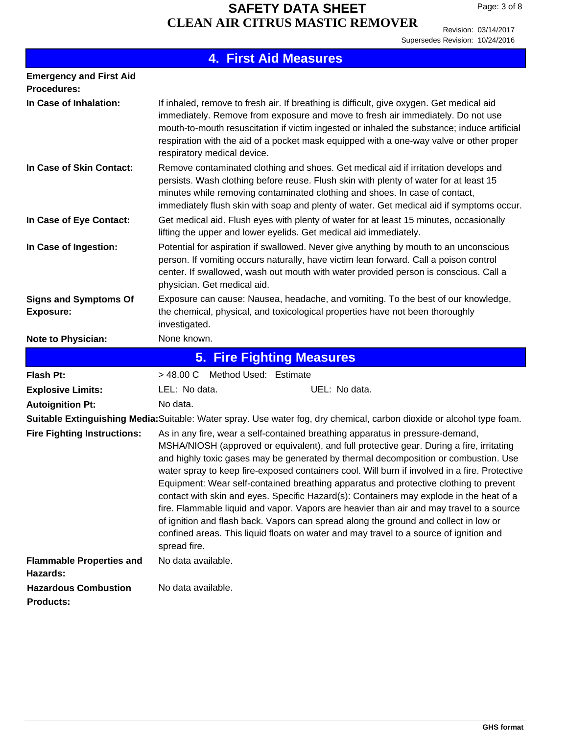## 4. First Aid Measures

**Emergency and First Aid Procedures:**

**In Case of Inhalation:** If inhaled, remove to fresh air. If breathing is difficult, give oxygen. Get medical aid immediately. Remove from exposure and move to fresh air immediately. Do not use mouth-to-mouth resuscitation if victim ingested or inhaled the substance; induce artificial respiration with the aid of a pocket mask equipped with a one-way valve or other proper respiratory medical device.

**In Case of Skin Contact:** Remove contaminated clothing and shoes. Get medical aid if irritation develops and persists. Wash clothing before reuse. Flush skin with plenty of water for at least 15 minutes while removing contaminated clothing and shoes. In case of contact, immediately flush skin with soap and plenty of water. Get medical aid if symptoms occur.

**In Case of Eye Contact:** Get medical aid. Flush eyes with plenty of water for at least 15 minutes, occasionally lifting the upper and lower eyelids. Get medical aid immediately.

**In Case of Ingestion:** Potential for aspiration if swallowed. Never give anything by mouth to an unconscious person. If vomiting occurs naturally, have victim lean forward. Call a poison control center. If swallowed, wash out mouth with water provided person is conscious. Call a physician. Get medical aid.

**Signs and Symptoms Of Exposure:** Exposure can cause: Nausea, headache, and vomiting. To the best of our knowledge, the chemical, physical, and toxicological properties have not been thoroughly investigated.

**Note to Physician:** None known.

## 5. Fire Fighting Measures

**Flash Pt:** > 48.00 C Method Used: Estimate

**Explosive Limits:** LEL: No data. UEL: No data.

**Autoignition Pt:** No data.

**Suitable Extinguishing Media:** Suitable: Water spray. Use water fog, dry chemical, carbon dioxide or alcohol type foam.

**Fire Fighting Instructions:** As in any fire, wear a self-contained breathing apparatus in pressure-demand, MSHA/NIOSH (approved or equivalent), and full protective gear. During a fire, irritating and highly toxic gases may be generated by thermal decomposition or combustion. Use water spray to keep fire-exposed containers cool. Will burn if involved in a fire. Protective Equipment: Wear self-contained breathing apparatus and protective clothing to prevent contact with skin and eyes. Specific Hazard(s): Containers may explode in the heat of a fire. Flammable liquid and vapor. Vapors are heavier than air and may travel to a source of ignition and flash back. Vapors can spread along the ground and collect in low or confined areas. This liquid floats on water and may travel to a source of ignition and spread fire.

**Flammable Properties and Hazards:** No data available.

**Hazardous Combustion Products:** No data available.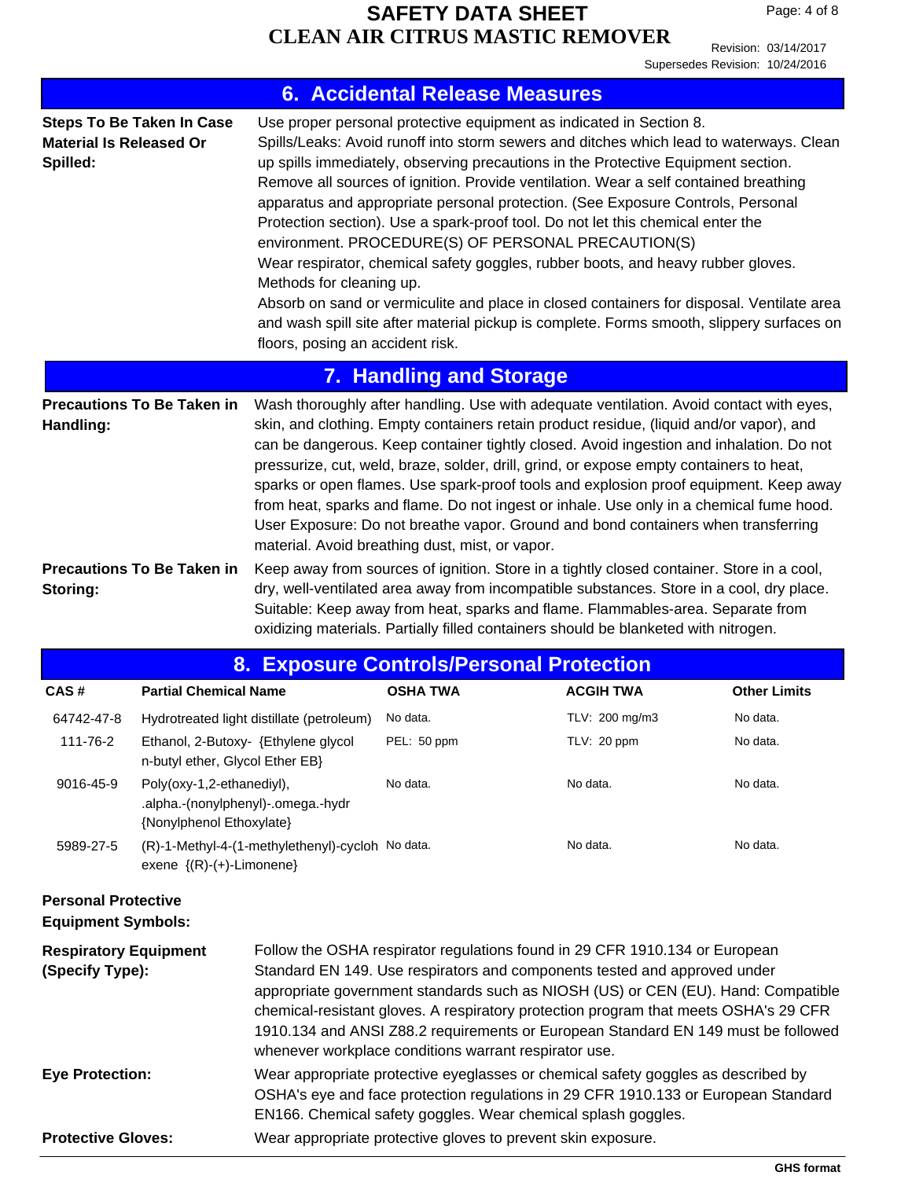## 6. Accidental Release Measures

**Steps To Be Taken In Case Material Is Released Or Spilled:**

Use proper personal protective equipment as indicated in Section 8.
Spills/Leaks: Avoid runoff into storm sewers and ditches which lead to waterways. Clean up spills immediately, observing precautions in the Protective Equipment section. Remove all sources of ignition. Provide ventilation. Wear a self contained breathing apparatus and appropriate personal protection. (See Exposure Controls, Personal Protection section). Use a spark-proof tool. Do not let this chemical enter the environment. PROCEDURE(S) OF PERSONAL PRECAUTION(S)
Wear respirator, chemical safety goggles, rubber boots, and heavy rubber gloves.
Methods for cleaning up.
Absorb on sand or vermiculite and place in closed containers for disposal. Ventilate area and wash spill site after material pickup is complete. Forms smooth, slippery surfaces on floors, posing an accident risk.

## 7. Handling and Storage

**Precautions To Be Taken in Handling:**

Wash thoroughly after handling. Use with adequate ventilation. Avoid contact with eyes, skin, and clothing. Empty containers retain product residue, (liquid and/or vapor), and can be dangerous. Keep container tightly closed. Avoid ingestion and inhalation. Do not pressurize, cut, weld, braze, solder, drill, grind, or expose empty containers to heat, sparks or open flames. Use spark-proof tools and explosion proof equipment. Keep away from heat, sparks and flame. Do not ingest or inhale. Use only in a chemical fume hood. User Exposure: Do not breathe vapor. Ground and bond containers when transferring material. Avoid breathing dust, mist, or vapor.

**Precautions To Be Taken in Storing:**

Keep away from sources of ignition. Store in a tightly closed container. Store in a cool, dry, well-ventilated area away from incompatible substances. Store in a cool, dry place. Suitable: Keep away from heat, sparks and flame. Flammables-area. Separate from oxidizing materials. Partially filled containers should be blanketed with nitrogen.

## 8. Exposure Controls/Personal Protection

| CAS # | Partial Chemical Name | OSHA TWA | ACGIH TWA | Other Limits |
|---|---|---|---|---|
| 64742-47-8 | Hydrotreated light distillate (petroleum) | No data. | TLV: 200 mg/m3 | No data. |
| 111-76-2 | Ethanol, 2-Butoxy- {Ethylene glycol n-butyl ether, Glycol Ether EB} | PEL: 50 ppm | TLV: 20 ppm | No data. |
| 9016-45-9 | Poly(oxy-1,2-ethanediyl), .alpha.-(nonylphenyl)-.omega.-hydr {Nonylphenol Ethoxylate} | No data. | No data. | No data. |
| 5989-27-5 | (R)-1-Methyl-4-(1-methylethenyl)-cyclohexene {(R)-(+)-Limonene} | No data. | No data. | No data. |

**Personal Protective Equipment Symbols:**

**Respiratory Equipment (Specify Type):**

Follow the OSHA respirator regulations found in 29 CFR 1910.134 or European Standard EN 149. Use respirators and components tested and approved under appropriate government standards such as NIOSH (US) or CEN (EU). Hand: Compatible chemical-resistant gloves. A respiratory protection program that meets OSHA's 29 CFR 1910.134 and ANSI Z88.2 requirements or European Standard EN 149 must be followed whenever workplace conditions warrant respirator use.

**Eye Protection:**

Wear appropriate protective eyeglasses or chemical safety goggles as described by OSHA's eye and face protection regulations in 29 CFR 1910.133 or European Standard EN166. Chemical safety goggles. Wear chemical splash goggles.

**Protective Gloves:**

Wear appropriate protective gloves to prevent skin exposure.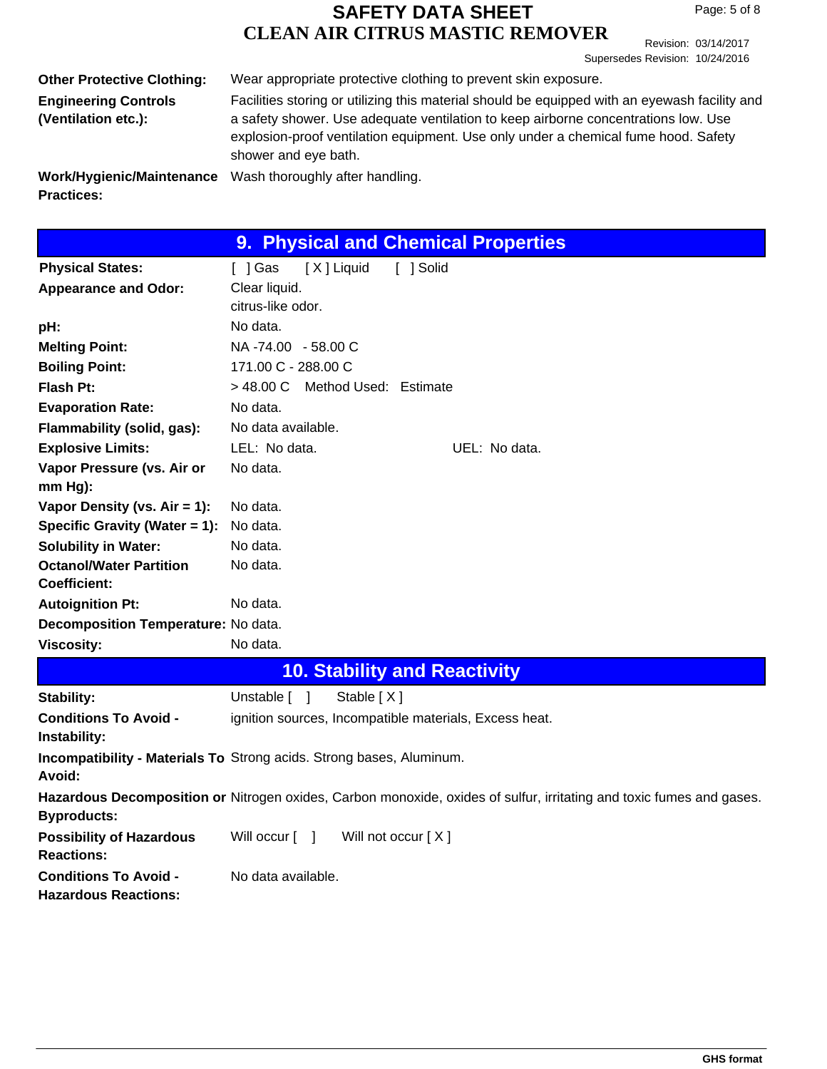| | |
|---|---|
| **Other Protective Clothing:** | Wear appropriate protective clothing to prevent skin exposure. |
| **Engineering Controls (Ventilation etc.):** | Facilities storing or utilizing this material should be equipped with an eyewash facility and a safety shower. Use adequate ventilation to keep airborne concentrations low. Use explosion-proof ventilation equipment. Use only under a chemical fume hood. Safety shower and eye bath. |
| **Work/Hygienic/Maintenance Practices:** | Wash thoroughly after handling. |

## 9. Physical and Chemical Properties

| | |
|---|---|
| **Physical States:** | [ ] Gas [ X ] Liquid [ ] Solid |
| **Appearance and Odor:** | Clear liquid.<br>citrus-like odor. |
| **pH:** | No data. |
| **Melting Point:** | NA -74.00 - 58.00 C |
| **Boiling Point:** | 171.00 C - 288.00 C |
| **Flash Pt:** | > 48.00 C Method Used: Estimate |
| **Evaporation Rate:** | No data. |
| **Flammability (solid, gas):** | No data available. |
| **Explosive Limits:** | LEL: No data. UEL: No data. |
| **Vapor Pressure (vs. Air or mm Hg):** | No data. |
| **Vapor Density (vs. Air = 1):** | No data. |
| **Specific Gravity (Water = 1):** | No data. |
| **Solubility in Water:** | No data. |
| **Octanol/Water Partition Coefficient:** | No data. |
| **Autoignition Pt:** | No data. |
| **Decomposition Temperature:** | No data. |
| **Viscosity:** | No data. |

## 10. Stability and Reactivity

| | |
|---|---|
| **Stability:** | Unstable [ ] Stable [ X ] |
| **Conditions To Avoid - Instability:** | ignition sources, Incompatible materials, Excess heat. |
| **Incompatibility - Materials To Avoid:** | Strong acids. Strong bases, Aluminum. |
| **Hazardous Decomposition or Byproducts:** | Nitrogen oxides, Carbon monoxide, oxides of sulfur, irritating and toxic fumes and gases. |
| **Possibility of Hazardous Reactions:** | Will occur [ ] Will not occur [ X ] |
| **Conditions To Avoid - Hazardous Reactions:** | No data available. |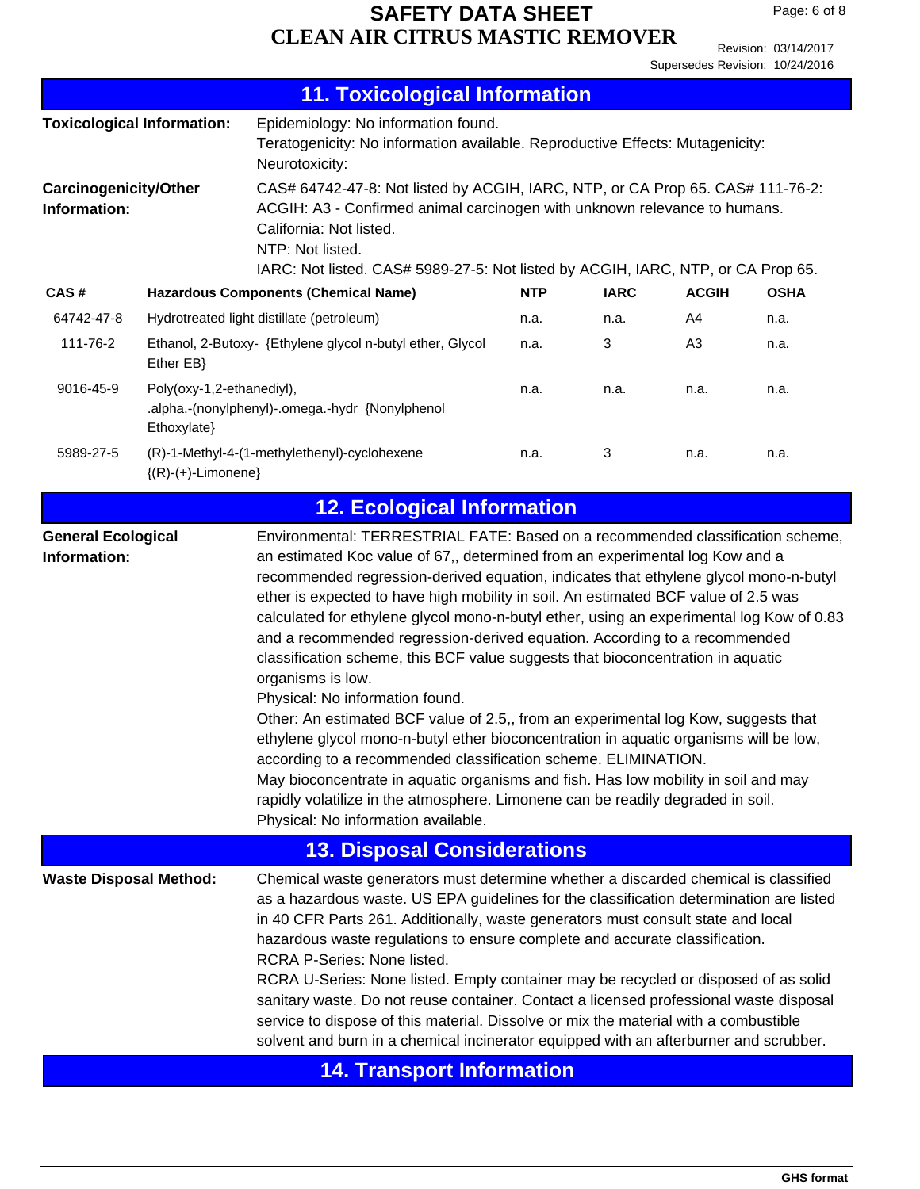## 11. Toxicological Information

**Toxicological Information:** Epidemiology: No information found.
Teratogenicity: No information available. Reproductive Effects: Mutagenicity:
Neurotoxicity:

**Carcinogenicity/Other Information:** CAS# 64742-47-8: Not listed by ACGIH, IARC, NTP, or CA Prop 65. CAS# 111-76-2:
ACGIH: A3 - Confirmed animal carcinogen with unknown relevance to humans.
California: Not listed.
NTP: Not listed.
IARC: Not listed. CAS# 5989-27-5: Not listed by ACGIH, IARC, NTP, or CA Prop 65.

| CAS # | Hazardous Components (Chemical Name) | NTP | IARC | ACGIH | OSHA |
|---|---|---|---|---|---|
| 64742-47-8 | Hydrotreated light distillate (petroleum) | n.a. | n.a. | A4 | n.a. |
| 111-76-2 | Ethanol, 2-Butoxy- {Ethylene glycol n-butyl ether, Glycol Ether EB} | n.a. | 3 | A3 | n.a. |
| 9016-45-9 | Poly(oxy-1,2-ethanediyl), .alpha.-(nonylphenyl)-.omega.-hydr {Nonylphenol Ethoxylate} | n.a. | n.a. | n.a. | n.a. |
| 5989-27-5 | (R)-1-Methyl-4-(1-methylethenyl)-cyclohexene {(R)-(+)-Limonene} | n.a. | 3 | n.a. | n.a. |

## 12. Ecological Information

**General Ecological Information:** Environmental: TERRESTRIAL FATE: Based on a recommended classification scheme, an estimated Koc value of 67,, determined from an experimental log Kow and a recommended regression-derived equation, indicates that ethylene glycol mono-n-butyl ether is expected to have high mobility in soil. An estimated BCF value of 2.5 was calculated for ethylene glycol mono-n-butyl ether, using an experimental log Kow of 0.83 and a recommended regression-derived equation. According to a recommended classification scheme, this BCF value suggests that bioconcentration in aquatic organisms is low.
Physical: No information found.
Other: An estimated BCF value of 2.5,, from an experimental log Kow, suggests that ethylene glycol mono-n-butyl ether bioconcentration in aquatic organisms will be low, according to a recommended classification scheme. ELIMINATION.
May bioconcentrate in aquatic organisms and fish. Has low mobility in soil and may rapidly volatilize in the atmosphere. Limonene can be readily degraded in soil.
Physical: No information available.

## 13. Disposal Considerations

**Waste Disposal Method:** Chemical waste generators must determine whether a discarded chemical is classified as a hazardous waste. US EPA guidelines for the classification determination are listed in 40 CFR Parts 261. Additionally, waste generators must consult state and local hazardous waste regulations to ensure complete and accurate classification.
RCRA P-Series: None listed.
RCRA U-Series: None listed. Empty container may be recycled or disposed of as solid sanitary waste. Do not reuse container. Contact a licensed professional waste disposal service to dispose of this material. Dissolve or mix the material with a combustible solvent and burn in a chemical incinerator equipped with an afterburner and scrubber.

## 14. Transport Information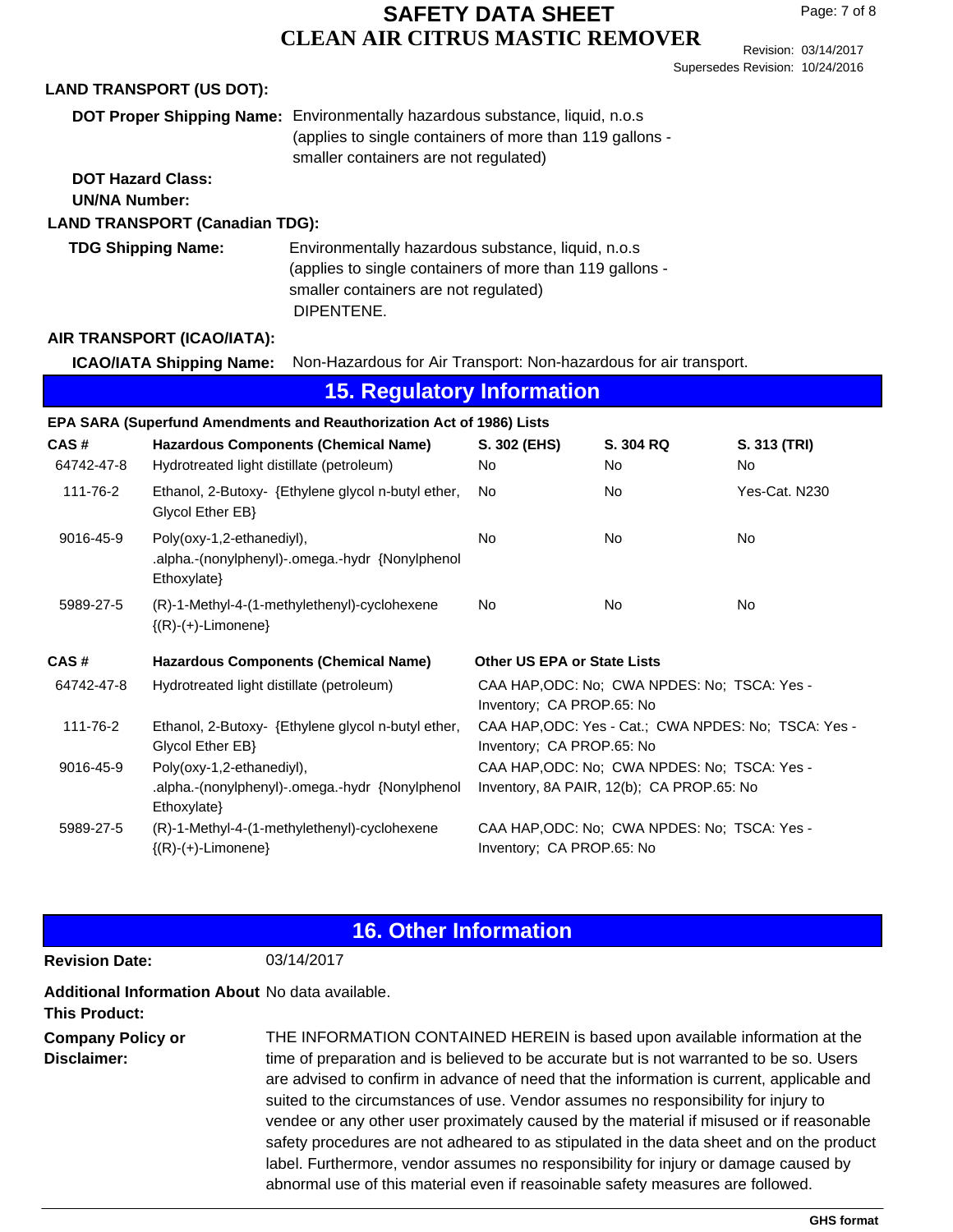**LAND TRANSPORT (US DOT):**

**DOT Proper Shipping Name:** Environmentally hazardous substance, liquid, n.o.s (applies to single containers of more than 119 gallons - smaller containers are not regulated)

**DOT Hazard Class:**

**UN/NA Number:**

**LAND TRANSPORT (Canadian TDG):**

**TDG Shipping Name:** Environmentally hazardous substance, liquid, n.o.s (applies to single containers of more than 119 gallons - smaller containers are not regulated) DIPENTENE.

**AIR TRANSPORT (ICAO/IATA):**

**ICAO/IATA Shipping Name:** Non-Hazardous for Air Transport: Non-hazardous for air transport.

## 15. Regulatory Information

**EPA SARA (Superfund Amendments and Reauthorization Act of 1986) Lists**

| CAS # | Hazardous Components (Chemical Name) | S. 302 (EHS) | S. 304 RQ | S. 313 (TRI) |
|---|---|---|---|---|
| 64742-47-8 | Hydrotreated light distillate (petroleum) | No | No | No |
| 111-76-2 | Ethanol, 2-Butoxy- {Ethylene glycol n-butyl ether, Glycol Ether EB} | No | No | Yes-Cat. N230 |
| 9016-45-9 | Poly(oxy-1,2-ethanediyl), .alpha.-(nonylphenyl)-.omega.-hydr {Nonylphenol Ethoxylate} | No | No | No |
| 5989-27-5 | (R)-1-Methyl-4-(1-methylethenyl)-cyclohexene {(R)-(+)-Limonene} | No | No | No |

| CAS # | Hazardous Components (Chemical Name) | Other US EPA or State Lists |
|---|---|---|
| 64742-47-8 | Hydrotreated light distillate (petroleum) | CAA HAP,ODC: No; CWA NPDES: No; TSCA: Yes - Inventory; CA PROP.65: No |
| 111-76-2 | Ethanol, 2-Butoxy- {Ethylene glycol n-butyl ether, Glycol Ether EB} | CAA HAP,ODC: Yes - Cat.; CWA NPDES: No; TSCA: Yes - Inventory; CA PROP.65: No |
| 9016-45-9 | Poly(oxy-1,2-ethanediyl), .alpha.-(nonylphenyl)-.omega.-hydr {Nonylphenol Ethoxylate} | CAA HAP,ODC: No; CWA NPDES: No; TSCA: Yes - Inventory, 8A PAIR, 12(b); CA PROP.65: No |
| 5989-27-5 | (R)-1-Methyl-4-(1-methylethenyl)-cyclohexene {(R)-(+)-Limonene} | CAA HAP,ODC: No; CWA NPDES: No; TSCA: Yes - Inventory; CA PROP.65: No |

## 16. Other Information

**Revision Date:** 03/14/2017

**Additional Information About This Product:** No data available.

**Company Policy or Disclaimer:** THE INFORMATION CONTAINED HEREIN is based upon available information at the time of preparation and is believed to be accurate but is not warranted to be so. Users are advised to confirm in advance of need that the information is current, applicable and suited to the circumstances of use. Vendor assumes no responsibility for injury to vendee or any other user proximately caused by the material if misused or if reasonable safety procedures are not adheared to as stipulated in the data sheet and on the product label. Furthermore, vendor assumes no responsibility for injury or damage caused by abnormal use of this material even if reasoinable safety measures are followed.